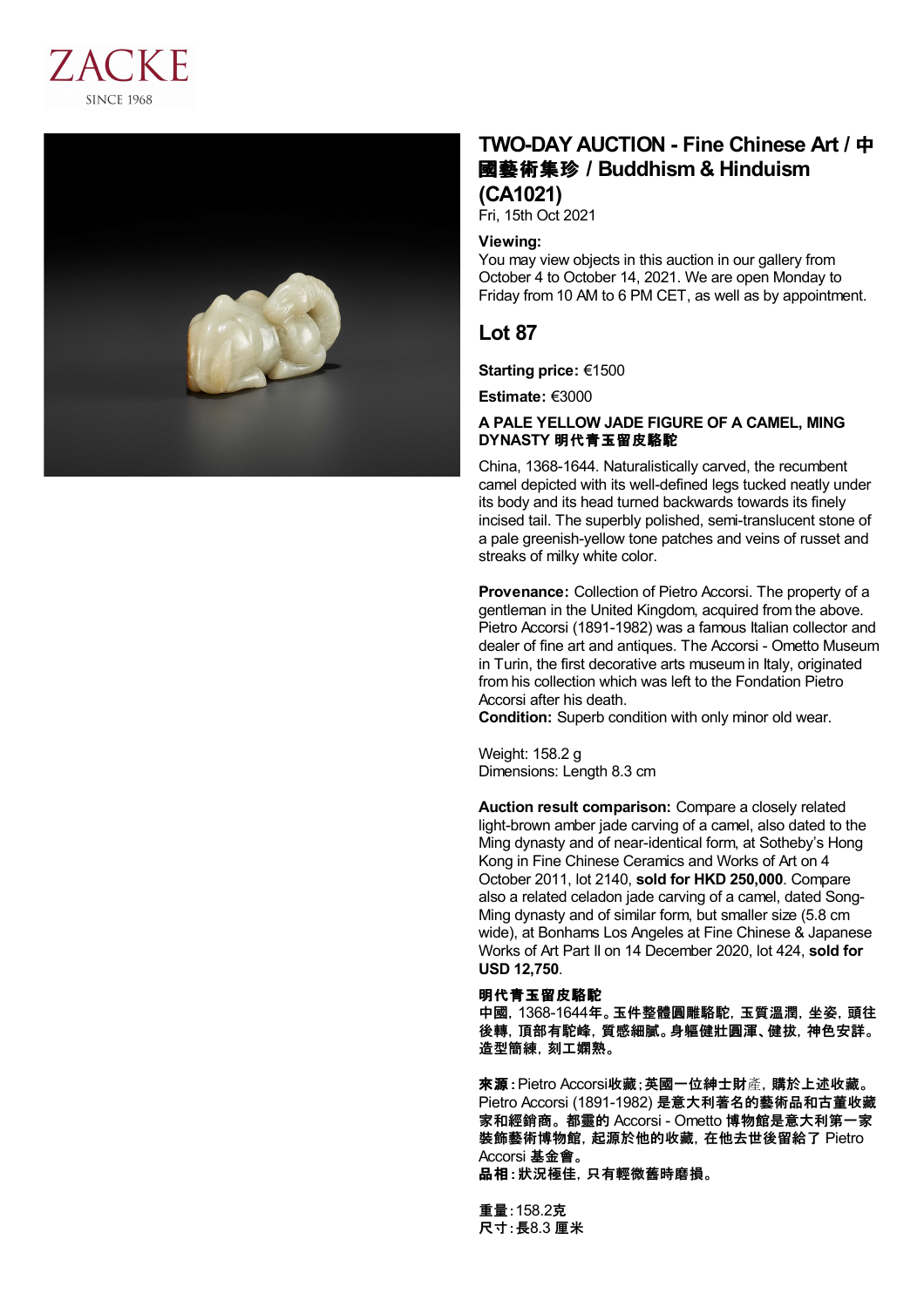ZACKE
SINCE 1968

# TWO-DAY AUCTION - Fine Chinese Art / 中國藝術集珍 / Buddhism & Hinduism (CA1021)

Fri, 15th Oct 2021

**Viewing:**
You may view objects in this auction in our gallery from October 4 to October 14, 2021. We are open Monday to Friday from 10 AM to 6 PM CET, as well as by appointment.

## Lot 87

**Starting price:** €1500

**Estimate:** €3000

### A PALE YELLOW JADE FIGURE OF A CAMEL, MING DYNASTY 明代青玉留皮駱駝

China, 1368-1644. Naturalistically carved, the recumbent camel depicted with its well-defined legs tucked neatly under its body and its head turned backwards towards its finely incised tail. The superbly polished, semi-translucent stone of a pale greenish-yellow tone patches and veins of russet and streaks of milky white color.

**Provenance:** Collection of Pietro Accorsi. The property of a gentleman in the United Kingdom, acquired from the above. Pietro Accorsi (1891-1982) was a famous Italian collector and dealer of fine art and antiques. The Accorsi - Ometto Museum in Turin, the first decorative arts museum in Italy, originated from his collection which was left to the Fondation Pietro Accorsi after his death.
**Condition:** Superb condition with only minor old wear.

Weight: 158.2 g
Dimensions: Length 8.3 cm

**Auction result comparison:** Compare a closely related light-brown amber jade carving of a camel, also dated to the Ming dynasty and of near-identical form, at Sotheby's Hong Kong in Fine Chinese Ceramics and Works of Art on 4 October 2011, lot 2140, **sold for HKD 250,000**. Compare also a related celadon jade carving of a camel, dated Song-Ming dynasty and of similar form, but smaller size (5.8 cm wide), at Bonhams Los Angeles at Fine Chinese & Japanese Works of Art Part II on 14 December 2020, lot 424, **sold for USD 12,750**.

**明代青玉留皮駱駝**
**中國，1368-1644年。玉件整體圓雕駱駝，玉質溫潤，坐姿，頭往後轉，頂部有駝峰，質感細膩。身軀健壯圓渾、健拔，神色安詳。造型簡練，刻工嫻熟。**

**來源：**Pietro Accorsi**收藏；英國一位紳士財產，購於上述收藏。**
Pietro Accorsi (1891-1982) **是意大利著名的藝術品和古董收藏家和經銷商。都靈的** Accorsi - Ometto **博物館是意大利第一家裝飾藝術博物館，起源於他的收藏，在他去世後留給了** Pietro Accorsi **基金會。**
**品相：狀況極佳，只有輕微舊時磨損。**

**重量：**158.2克
**尺寸：**長8.3 厘米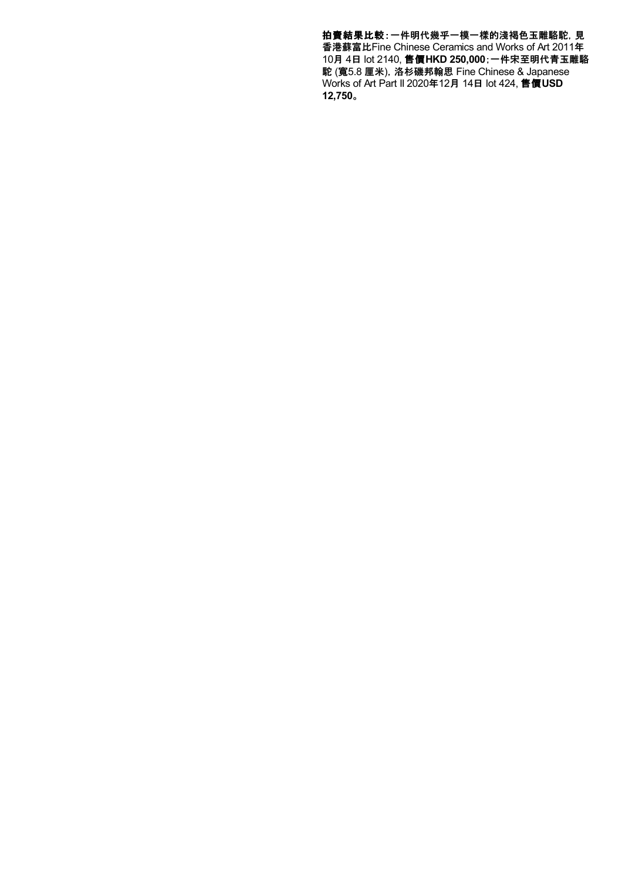**拍賣結果比較**：一件明代幾乎一模一樣的淺褐色玉雕駱駝，見香港蘇富比Fine Chinese Ceramics and Works of Art 2011年10月 4日 lot 2140，**售價HKD 250,000**；一件宋至明代青玉雕駱駝 (寬5.8 厘米)，洛杉磯邦翰思 Fine Chinese & Japanese Works of Art Part II 2020年12月 14日 lot 424，**售價USD 12,750**。